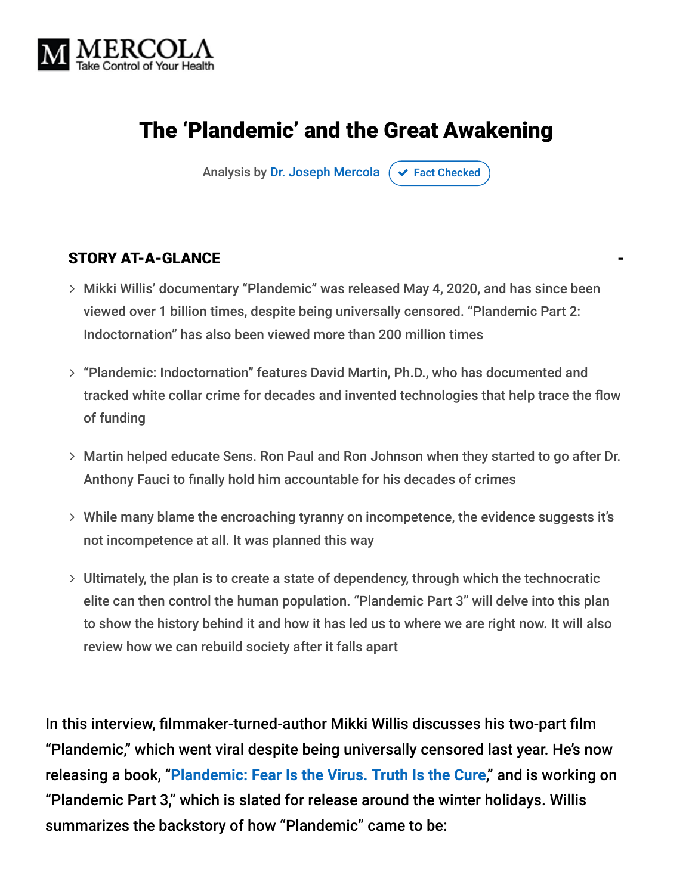# The 'Plandemic' and the Great Awakening

Analysis by Dr. Joseph Mercola ✔ Fact Checked

## STORY AT-A-GLANCE

- Mikki Willis' documentary "Plandemic" was released May 4, 2020, and has since been viewed over 1 billion times, despite being universally censored. "Plandemic Part 2: Indoctornation" has also been viewed more than 200 million times
- "Plandemic: Indoctornation" features David Martin, Ph.D., who has documented and tracked white collar crime for decades and invented technologies that help trace the flow of funding
- Martin helped educate Sens. Ron Paul and Ron Johnson when they started to go after Dr. Anthony Fauci to finally hold him accountable for his decades of crimes
- While many blame the encroaching tyranny on incompetence, the evidence suggests it's not incompetence at all. It was planned this way
- Ultimately, the plan is to create a state of dependency, through which the technocratic elite can then control the human population. "Plandemic Part 3" will delve into this plan to show the history behind it and how it has led us to where we are right now. It will also review how we can rebuild society after it falls apart

In this interview, filmmaker-turned-author Mikki Willis discusses his two-part film "Plandemic," which went viral despite being universally censored last year. He's now releasing a book, "Plandemic: Fear Is the Virus. Truth Is the Cure," and is working on "Plandemic Part 3," which is slated for release around the winter holidays. Willis summarizes the backstory of how "Plandemic" came to be: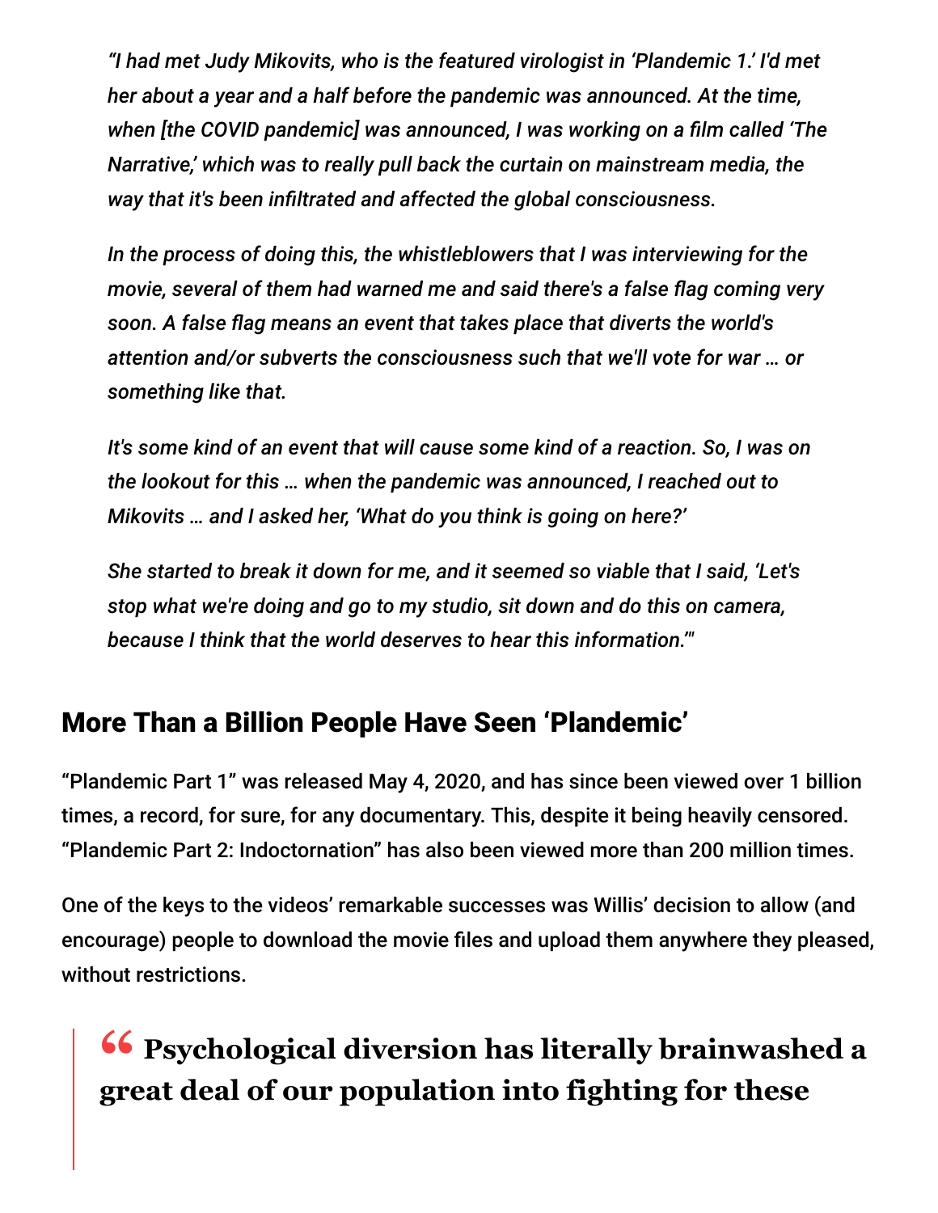*"I had met Judy Mikovits, who is the featured virologist in 'Plandemic 1.' I'd met her about a year and a half before the pandemic was announced. At the time, when [the COVID pandemic] was announced, I was working on a film called 'The Narrative,' which was to really pull back the curtain on mainstream media, the way that it's been infiltrated and affected the global consciousness.*

*In the process of doing this, the whistleblowers that I was interviewing for the movie, several of them had warned me and said there's a false flag coming very soon. A false flag means an event that takes place that diverts the world's attention and/or subverts the consciousness such that we'll vote for war … or something like that.*

*It's some kind of an event that will cause some kind of a reaction. So, I was on the lookout for this … when the pandemic was announced, I reached out to Mikovits … and I asked her, 'What do you think is going on here?'*

*She started to break it down for me, and it seemed so viable that I said, 'Let's stop what we're doing and go to my studio, sit down and do this on camera, because I think that the world deserves to hear this information.'"*

## More Than a Billion People Have Seen 'Plandemic'

"Plandemic Part 1" was released May 4, 2020, and has since been viewed over 1 billion times, a record, for sure, for any documentary. This, despite it being heavily censored. "Plandemic Part 2: Indoctornation" has also been viewed more than 200 million times.

One of the keys to the videos' remarkable successes was Willis' decision to allow (and encourage) people to download the movie files and upload them anywhere they pleased, without restrictions.

> **"Psychological diversion has literally brainwashed a great deal of our population into fighting for these**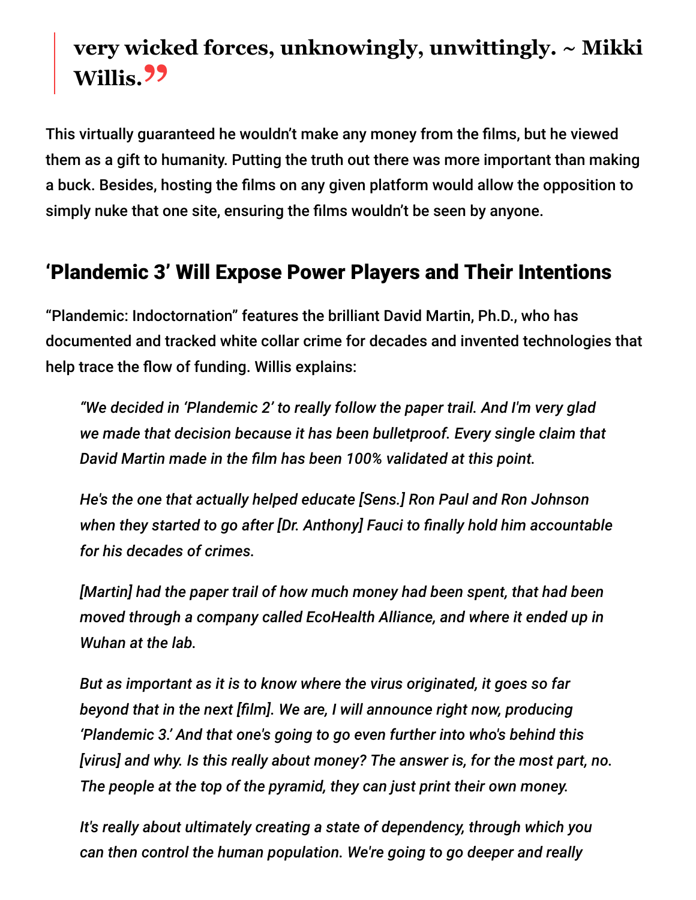> **very wicked forces, unknowingly, unwittingly. ~ Mikki Willis.**

This virtually guaranteed he wouldn't make any money from the films, but he viewed them as a gift to humanity. Putting the truth out there was more important than making a buck. Besides, hosting the films on any given platform would allow the opposition to simply nuke that one site, ensuring the films wouldn't be seen by anyone.

## 'Plandemic 3' Will Expose Power Players and Their Intentions

"Plandemic: Indoctornation" features the brilliant David Martin, Ph.D., who has documented and tracked white collar crime for decades and invented technologies that help trace the flow of funding. Willis explains:

> *"We decided in 'Plandemic 2' to really follow the paper trail. And I'm very glad we made that decision because it has been bulletproof. Every single claim that David Martin made in the film has been 100% validated at this point.*
>
> *He's the one that actually helped educate [Sens.] Ron Paul and Ron Johnson when they started to go after [Dr. Anthony] Fauci to finally hold him accountable for his decades of crimes.*
>
> *[Martin] had the paper trail of how much money had been spent, that had been moved through a company called EcoHealth Alliance, and where it ended up in Wuhan at the lab.*
>
> *But as important as it is to know where the virus originated, it goes so far beyond that in the next [film]. We are, I will announce right now, producing 'Plandemic 3.' And that one's going to go even further into who's behind this [virus] and why. Is this really about money? The answer is, for the most part, no. The people at the top of the pyramid, they can just print their own money.*
>
> *It's really about ultimately creating a state of dependency, through which you can then control the human population. We're going to go deeper and really*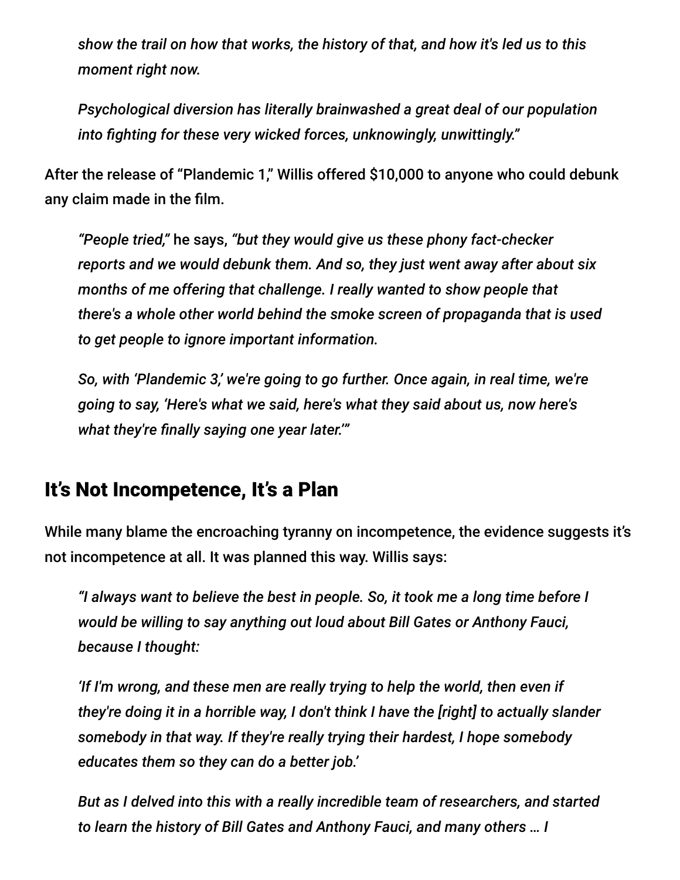*show the trail on how that works, the history of that, and how it's led us to this moment right now.*

*Psychological diversion has literally brainwashed a great deal of our population into fighting for these very wicked forces, unknowingly, unwittingly."*

After the release of "Plandemic 1," Willis offered $10,000 to anyone who could debunk any claim made in the film.

*"People tried,"* he says, *"but they would give us these phony fact-checker reports and we would debunk them. And so, they just went away after about six months of me offering that challenge. I really wanted to show people that there's a whole other world behind the smoke screen of propaganda that is used to get people to ignore important information.*

*So, with 'Plandemic 3,' we're going to go further. Once again, in real time, we're going to say, 'Here's what we said, here's what they said about us, now here's what they're finally saying one year later.'"*

## It's Not Incompetence, It's a Plan

While many blame the encroaching tyranny on incompetence, the evidence suggests it's not incompetence at all. It was planned this way. Willis says:

*"I always want to believe the best in people. So, it took me a long time before I would be willing to say anything out loud about Bill Gates or Anthony Fauci, because I thought:*

*'If I'm wrong, and these men are really trying to help the world, then even if they're doing it in a horrible way, I don't think I have the [right] to actually slander somebody in that way. If they're really trying their hardest, I hope somebody educates them so they can do a better job.'*

*But as I delved into this with a really incredible team of researchers, and started to learn the history of Bill Gates and Anthony Fauci, and many others … I*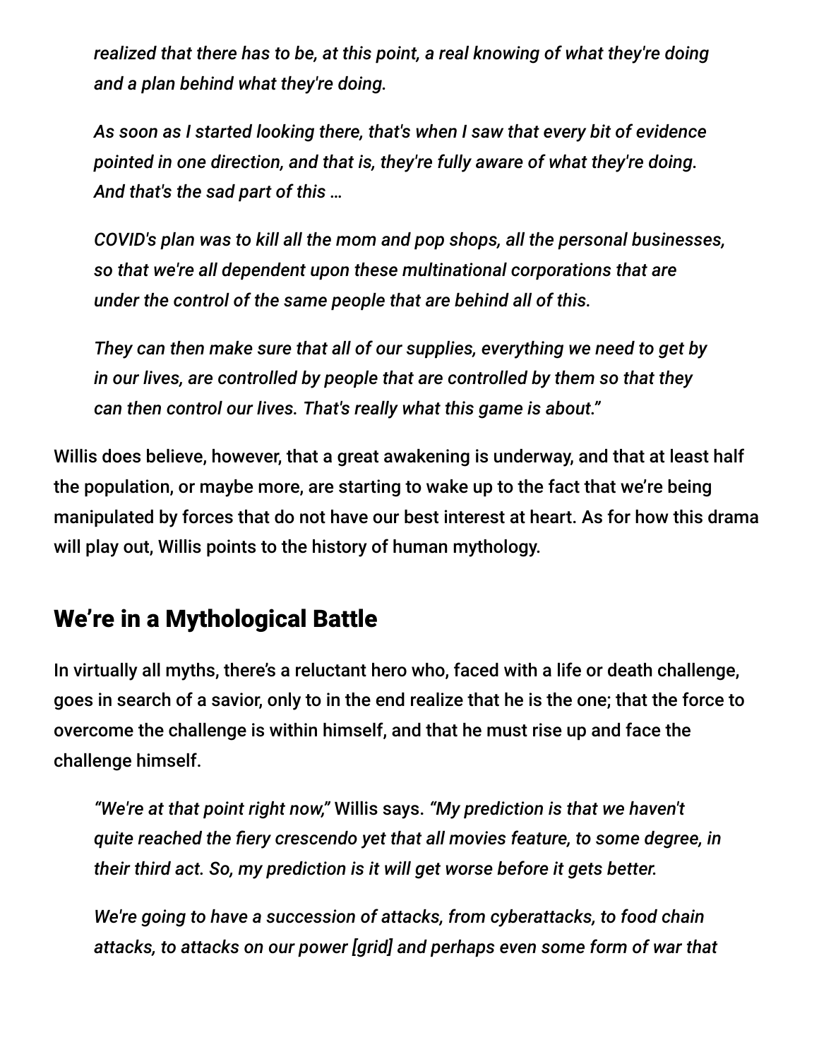> *realized that there has to be, at this point, a real knowing of what they're doing and a plan behind what they're doing.*
>
> *As soon as I started looking there, that's when I saw that every bit of evidence pointed in one direction, and that is, they're fully aware of what they're doing. And that's the sad part of this …*
>
> *COVID's plan was to kill all the mom and pop shops, all the personal businesses, so that we're all dependent upon these multinational corporations that are under the control of the same people that are behind all of this.*
>
> *They can then make sure that all of our supplies, everything we need to get by in our lives, are controlled by people that are controlled by them so that they can then control our lives. That's really what this game is about."*

Willis does believe, however, that a great awakening is underway, and that at least half the population, or maybe more, are starting to wake up to the fact that we're being manipulated by forces that do not have our best interest at heart. As for how this drama will play out, Willis points to the history of human mythology.

## We're in a Mythological Battle

In virtually all myths, there's a reluctant hero who, faced with a life or death challenge, goes in search of a savior, only to in the end realize that he is the one; that the force to overcome the challenge is within himself, and that he must rise up and face the challenge himself.

> *"We're at that point right now,"* Willis says. *"My prediction is that we haven't quite reached the fiery crescendo yet that all movies feature, to some degree, in their third act. So, my prediction is it will get worse before it gets better.*
>
> *We're going to have a succession of attacks, from cyberattacks, to food chain attacks, to attacks on our power [grid] and perhaps even some form of war that*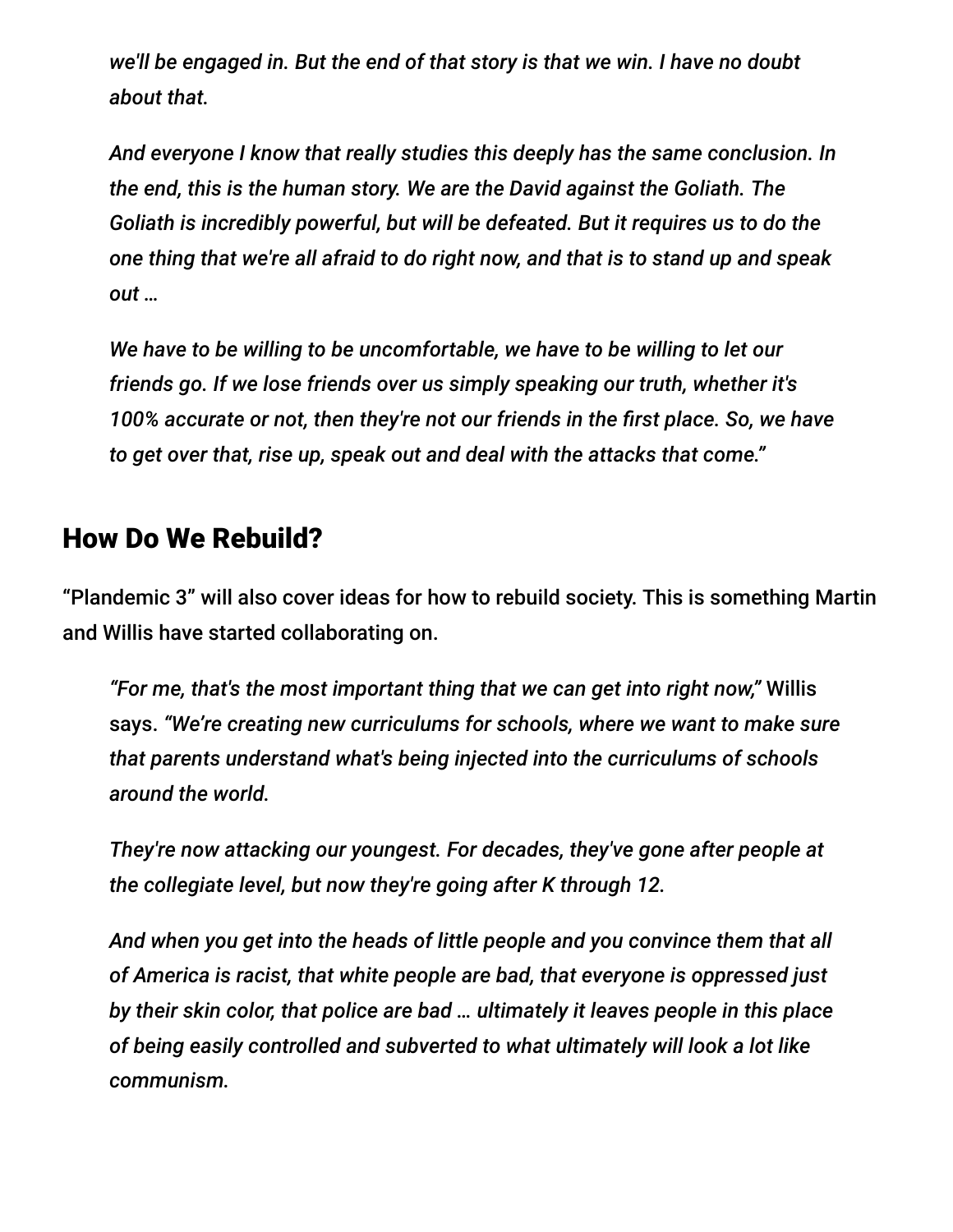*we'll be engaged in. But the end of that story is that we win. I have no doubt about that.*

*And everyone I know that really studies this deeply has the same conclusion. In the end, this is the human story. We are the David against the Goliath. The Goliath is incredibly powerful, but will be defeated. But it requires us to do the one thing that we're all afraid to do right now, and that is to stand up and speak out …*

*We have to be willing to be uncomfortable, we have to be willing to let our friends go. If we lose friends over us simply speaking our truth, whether it's 100% accurate or not, then they're not our friends in the first place. So, we have to get over that, rise up, speak out and deal with the attacks that come."*

## How Do We Rebuild?

"Plandemic 3" will also cover ideas for how to rebuild society. This is something Martin and Willis have started collaborating on.

> *"For me, that's the most important thing that we can get into right now,"* Willis says. *"We're creating new curriculums for schools, where we want to make sure that parents understand what's being injected into the curriculums of schools around the world.*
>
> *They're now attacking our youngest. For decades, they've gone after people at the collegiate level, but now they're going after K through 12.*
>
> *And when you get into the heads of little people and you convince them that all of America is racist, that white people are bad, that everyone is oppressed just by their skin color, that police are bad … ultimately it leaves people in this place of being easily controlled and subverted to what ultimately will look a lot like communism.*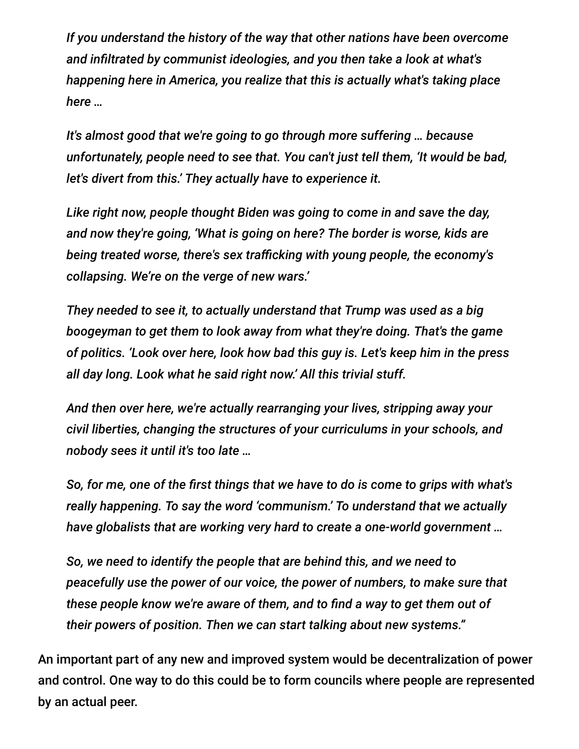*If you understand the history of the way that other nations have been overcome and infiltrated by communist ideologies, and you then take a look at what's happening here in America, you realize that this is actually what's taking place here …*

*It's almost good that we're going to go through more suffering … because unfortunately, people need to see that. You can't just tell them, 'It would be bad, let's divert from this.' They actually have to experience it.*

*Like right now, people thought Biden was going to come in and save the day, and now they're going, 'What is going on here? The border is worse, kids are being treated worse, there's sex trafficking with young people, the economy's collapsing. We're on the verge of new wars.'*

*They needed to see it, to actually understand that Trump was used as a big boogeyman to get them to look away from what they're doing. That's the game of politics. 'Look over here, look how bad this guy is. Let's keep him in the press all day long. Look what he said right now.' All this trivial stuff.*

*And then over here, we're actually rearranging your lives, stripping away your civil liberties, changing the structures of your curriculums in your schools, and nobody sees it until it's too late …*

*So, for me, one of the first things that we have to do is come to grips with what's really happening. To say the word 'communism.' To understand that we actually have globalists that are working very hard to create a one-world government …*

*So, we need to identify the people that are behind this, and we need to peacefully use the power of our voice, the power of numbers, to make sure that these people know we're aware of them, and to find a way to get them out of their powers of position. Then we can start talking about new systems."*

An important part of any new and improved system would be decentralization of power and control. One way to do this could be to form councils where people are represented by an actual peer.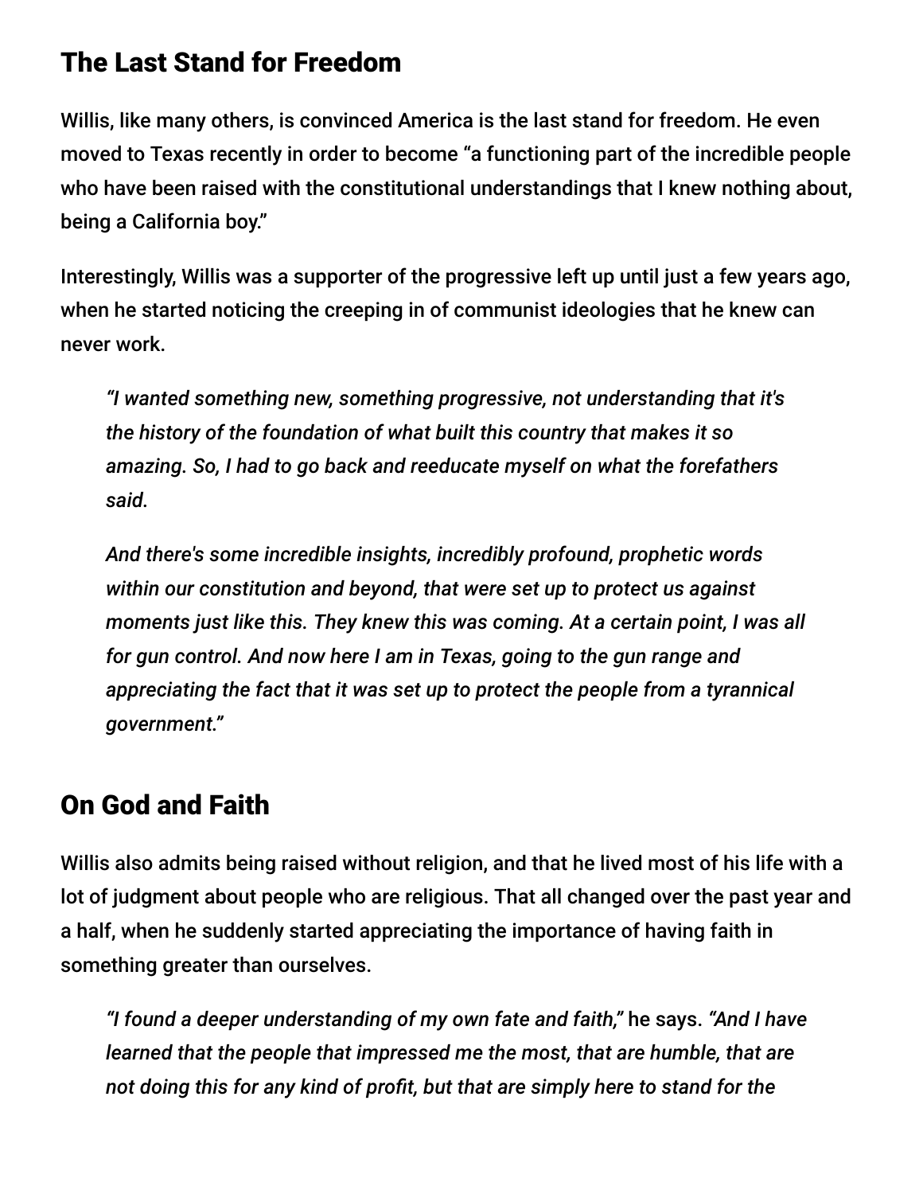## The Last Stand for Freedom

Willis, like many others, is convinced America is the last stand for freedom. He even moved to Texas recently in order to become "a functioning part of the incredible people who have been raised with the constitutional understandings that I knew nothing about, being a California boy."

Interestingly, Willis was a supporter of the progressive left up until just a few years ago, when he started noticing the creeping in of communist ideologies that he knew can never work.

> *"I wanted something new, something progressive, not understanding that it's the history of the foundation of what built this country that makes it so amazing. So, I had to go back and reeducate myself on what the forefathers said.*
>
> *And there's some incredible insights, incredibly profound, prophetic words within our constitution and beyond, that were set up to protect us against moments just like this. They knew this was coming. At a certain point, I was all for gun control. And now here I am in Texas, going to the gun range and appreciating the fact that it was set up to protect the people from a tyrannical government."*

## On God and Faith

Willis also admits being raised without religion, and that he lived most of his life with a lot of judgment about people who are religious. That all changed over the past year and a half, when he suddenly started appreciating the importance of having faith in something greater than ourselves.

> *"I found a deeper understanding of my own fate and faith,"* he says. *"And I have learned that the people that impressed me the most, that are humble, that are not doing this for any kind of profit, but that are simply here to stand for the*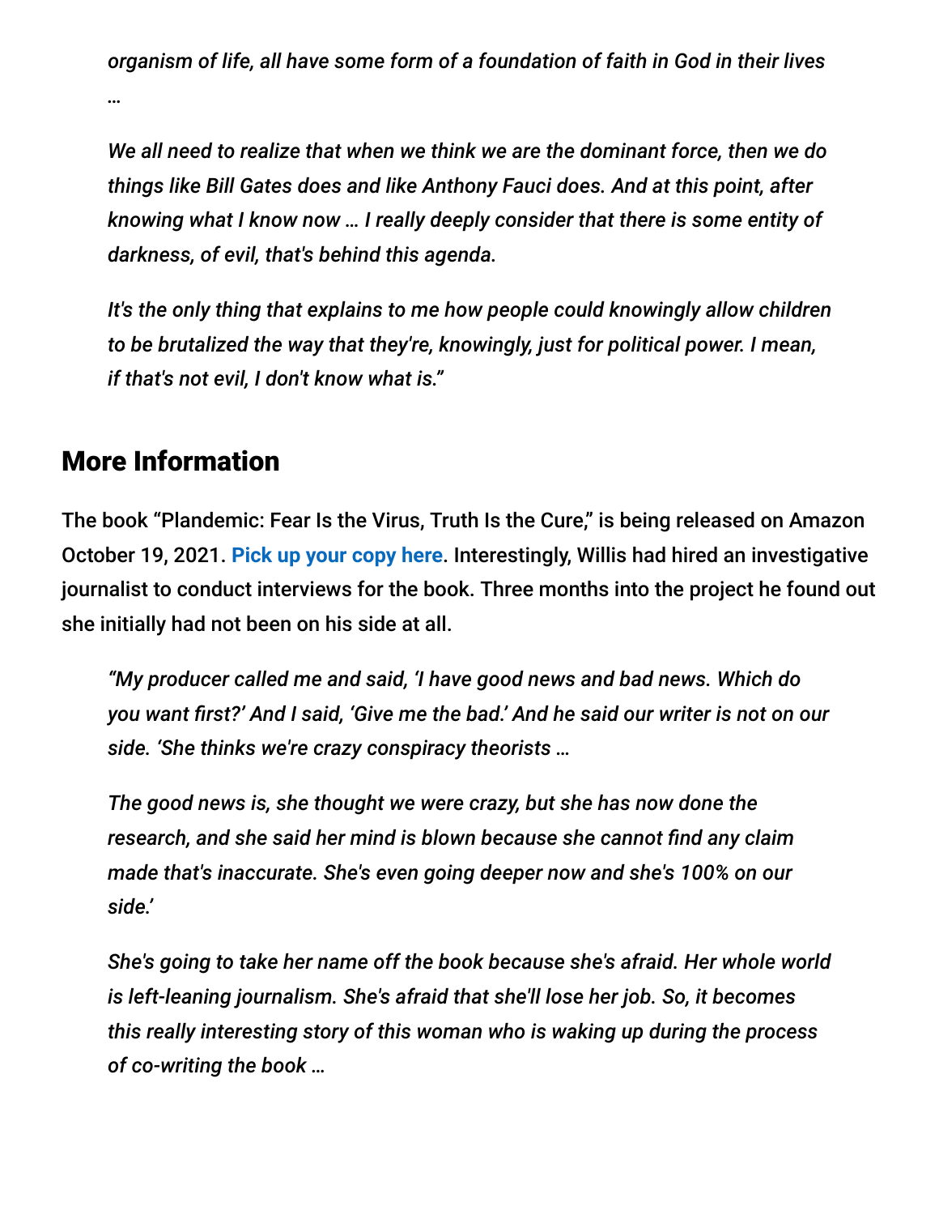*organism of life, all have some form of a foundation of faith in God in their lives …*

*We all need to realize that when we think we are the dominant force, then we do things like Bill Gates does and like Anthony Fauci does. And at this point, after knowing what I know now … I really deeply consider that there is some entity of darkness, of evil, that's behind this agenda.*

*It's the only thing that explains to me how people could knowingly allow children to be brutalized the way that they're, knowingly, just for political power. I mean, if that's not evil, I don't know what is."*

## More Information

The book "Plandemic: Fear Is the Virus, Truth Is the Cure," is being released on Amazon October 19, 2021. **Pick up your copy here**. Interestingly, Willis had hired an investigative journalist to conduct interviews for the book. Three months into the project he found out she initially had not been on his side at all.

*"My producer called me and said, 'I have good news and bad news. Which do you want first?' And I said, 'Give me the bad.' And he said our writer is not on our side. 'She thinks we're crazy conspiracy theorists …*

*The good news is, she thought we were crazy, but she has now done the research, and she said her mind is blown because she cannot find any claim made that's inaccurate. She's even going deeper now and she's 100% on our side.'*

*She's going to take her name off the book because she's afraid. Her whole world is left-leaning journalism. She's afraid that she'll lose her job. So, it becomes this really interesting story of this woman who is waking up during the process of co-writing the book …*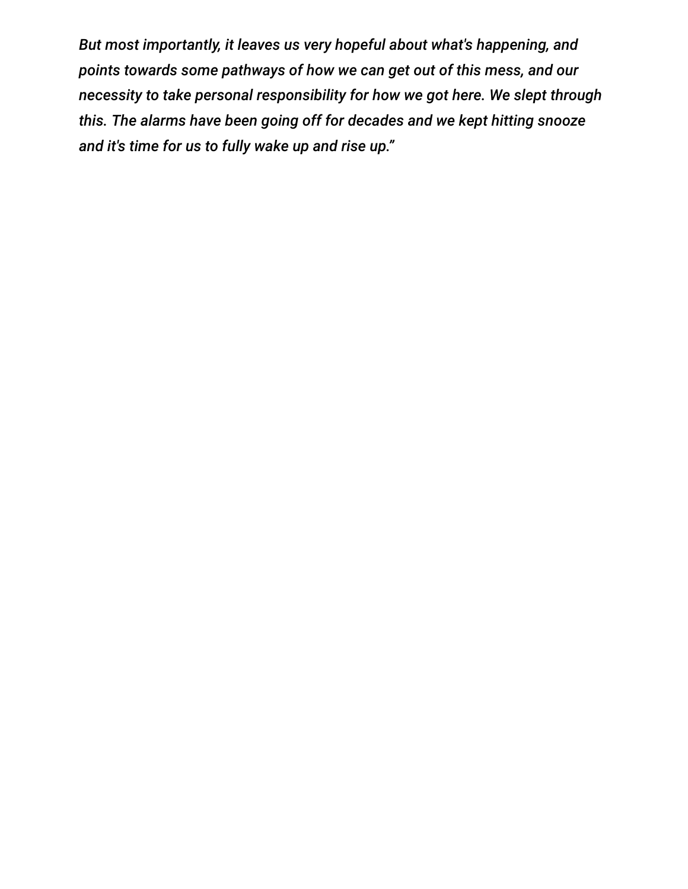*But most importantly, it leaves us very hopeful about what's happening, and points towards some pathways of how we can get out of this mess, and our necessity to take personal responsibility for how we got here. We slept through this. The alarms have been going off for decades and we kept hitting snooze and it's time for us to fully wake up and rise up."*